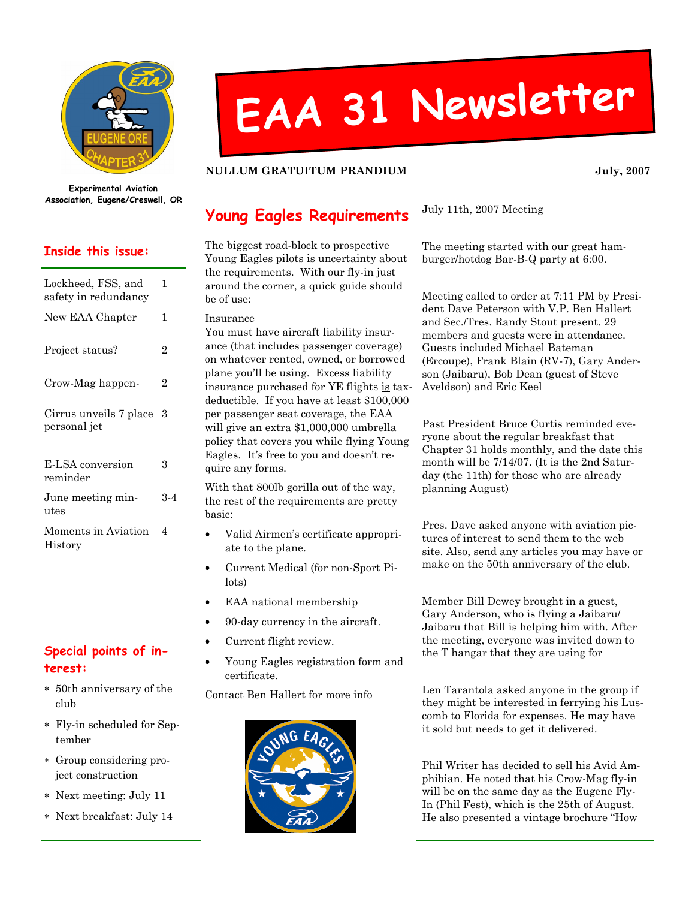# EAA 31 Newsletter

**NULLUM GRATUITUM PRANDIUM** — **July, 2007**

**Experimental Aviation Association, Eugene/Creswell, OR**

## Inside this issue:

| | |
|---|---|
| Lockheed, FSS, and safety in redundancy | 1 |
| New EAA Chapter | 1 |
| Project status? | 2 |
| Crow-Mag happen- | 2 |
| Cirrus unveils 7 place personal jet | 3 |
| E-LSA conversion reminder | 3 |
| June meeting minutes | 3-4 |
| Moments in Aviation History | 4 |

## Special points of interest:

- 50th anniversary of the club
- Fly-in scheduled for September
- Group considering project construction
- Next meeting: July 11
- Next breakfast: July 14

## Young Eagles Requirements

The biggest road-block to prospective Young Eagles pilots is uncertainty about the requirements. With our fly-in just around the corner, a quick guide should be of use:

Insurance

You must have aircraft liability insurance (that includes passenger coverage) on whatever rented, owned, or borrowed plane you'll be using. Excess liability insurance purchased for YE flights is tax-deductible. If you have at least $100,000 per passenger seat coverage, the EAA will give an extra $1,000,000 umbrella policy that covers you while flying Young Eagles. It's free to you and doesn't require any forms.

With that 800lb gorilla out of the way, the rest of the requirements are pretty basic:

- Valid Airmen's certificate appropriate to the plane.
- Current Medical (for non-Sport Pilots)
- EAA national membership
- 90-day currency in the aircraft.
- Current flight review.
- Young Eagles registration form and certificate.

Contact Ben Hallert for more info

July 11th, 2007 Meeting

The meeting started with our great hamburger/hotdog Bar-B-Q party at 6:00.

Meeting called to order at 7:11 PM by President Dave Peterson with V.P. Ben Hallert and Sec./Tres. Randy Stout present. 29 members and guests were in attendance. Guests included Michael Bateman (Ercoupe), Frank Blain (RV-7), Gary Anderson (Jaibaru), Bob Dean (guest of Steve Aveldson) and Eric Keel

Past President Bruce Curtis reminded everyone about the regular breakfast that Chapter 31 holds monthly, and the date this month will be 7/14/07. (It is the 2nd Saturday (the 11th) for those who are already planning August)

Pres. Dave asked anyone with aviation pictures of interest to send them to the web site. Also, send any articles you may have or make on the 50th anniversary of the club.

Member Bill Dewey brought in a guest, Gary Anderson, who is flying a Jaibaru/Jaibaru that Bill is helping him with. After the meeting, everyone was invited down to the T hangar that they are using for

Len Tarantola asked anyone in the group if they might be interested in ferrying his Luscomb to Florida for expenses. He may have it sold but needs to get it delivered.

Phil Writer has decided to sell his Avid Amphibian. He noted that his Crow-Mag fly-in will be on the same day as the Eugene Fly-In (Phil Fest), which is the 25th of August. He also presented a vintage brochure "How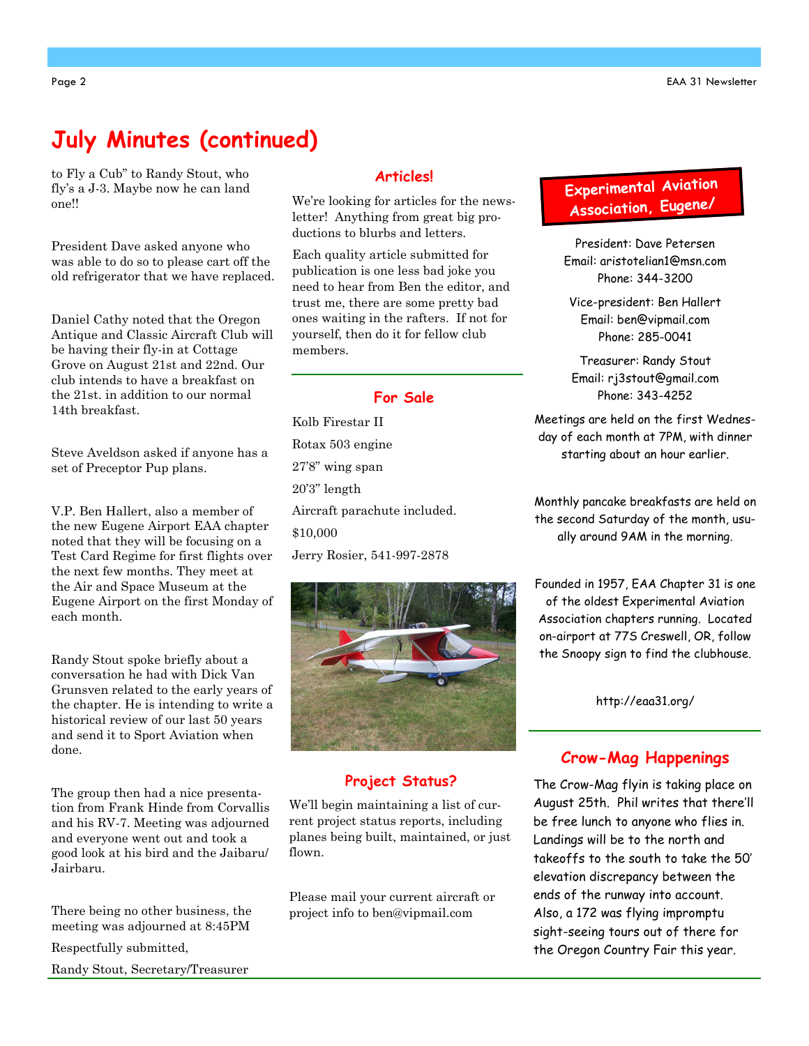## July Minutes (continued)

to Fly a Cub" to Randy Stout, who fly's a J-3. Maybe now he can land one!!

President Dave asked anyone who was able to do so to please cart off the old refrigerator that we have replaced.

Daniel Cathy noted that the Oregon Antique and Classic Aircraft Club will be having their fly-in at Cottage Grove on August 21st and 22nd. Our club intends to have a breakfast on the 21st. in addition to our normal 14th breakfast.

Steve Aveldson asked if anyone has a set of Preceptor Pup plans.

V.P. Ben Hallert, also a member of the new Eugene Airport EAA chapter noted that they will be focusing on a Test Card Regime for first flights over the next few months. They meet at the Air and Space Museum at the Eugene Airport on the first Monday of each month.

Randy Stout spoke briefly about a conversation he had with Dick Van Grunsven related to the early years of the chapter. He is intending to write a historical review of our last 50 years and send it to Sport Aviation when done.

The group then had a nice presentation from Frank Hinde from Corvallis and his RV-7. Meeting was adjourned and everyone went out and took a good look at his bird and the Jaibaru/Jairbaru.

There being no other business, the meeting was adjourned at 8:45PM

Respectfully submitted,

Randy Stout, Secretary/Treasurer

### Articles!

We're looking for articles for the newsletter! Anything from great big productions to blurbs and letters.

Each quality article submitted for publication is one less bad joke you need to hear from Ben the editor, and trust me, there are some pretty bad ones waiting in the rafters. If not for yourself, then do it for fellow club members.

### For Sale

Kolb Firestar II

Rotax 503 engine

27'8" wing span

20'3" length

Aircraft parachute included.

$10,000

Jerry Rosier, 541-997-2878

### Project Status?

We'll begin maintaining a list of current project status reports, including planes being built, maintained, or just flown.

Please mail your current aircraft or project info to ben@vipmail.com

### Experimental Aviation Association, Eugene/

President: Dave Petersen
Email: aristotelian1@msn.com
Phone: 344-3200

Vice-president: Ben Hallert
Email: ben@vipmail.com
Phone: 285-0041

Treasurer: Randy Stout
Email: rj3stout@gmail.com
Phone: 343-4252

Meetings are held on the first Wednesday of each month at 7PM, with dinner starting about an hour earlier.

Monthly pancake breakfasts are held on the second Saturday of the month, usually around 9AM in the morning.

Founded in 1957, EAA Chapter 31 is one of the oldest Experimental Aviation Association chapters running. Located on-airport at 77S Creswell, OR, follow the Snoopy sign to find the clubhouse.

http://eaa31.org/

### Crow-Mag Happenings

The Crow-Mag flyin is taking place on August 25th. Phil writes that there'll be free lunch to anyone who flies in. Landings will be to the north and takeoffs to the south to take the 50' elevation discrepancy between the ends of the runway into account. Also, a 172 was flying impromptu sight-seeing tours out of there for the Oregon Country Fair this year.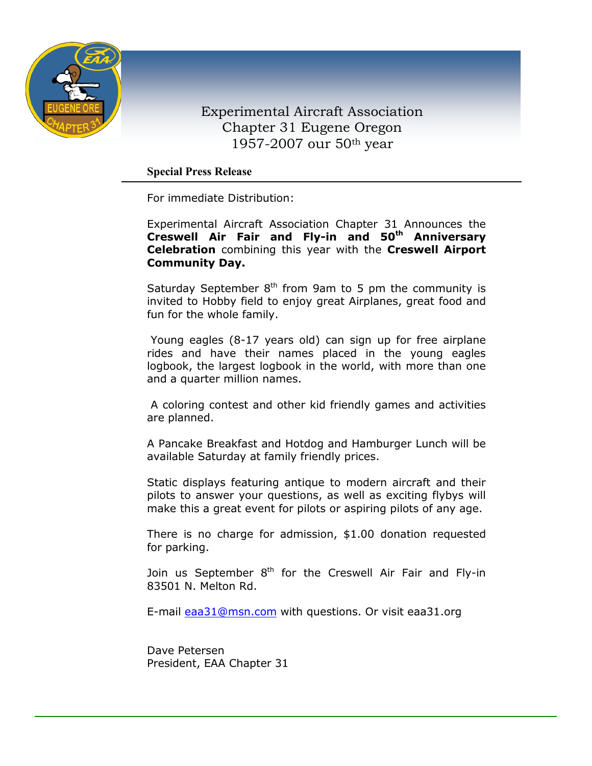Experimental Aircraft Association
Chapter 31 Eugene Oregon
1957-2007 our 50th year

**Special Press Release**

For immediate Distribution:

Experimental Aircraft Association Chapter 31 Announces the **Creswell Air Fair and Fly-in and 50th Anniversary Celebration** combining this year with the **Creswell Airport Community Day.**

Saturday September 8th from 9am to 5 pm the community is invited to Hobby field to enjoy great Airplanes, great food and fun for the whole family.

Young eagles (8-17 years old) can sign up for free airplane rides and have their names placed in the young eagles logbook, the largest logbook in the world, with more than one and a quarter million names.

A coloring contest and other kid friendly games and activities are planned.

A Pancake Breakfast and Hotdog and Hamburger Lunch will be available Saturday at family friendly prices.

Static displays featuring antique to modern aircraft and their pilots to answer your questions, as well as exciting flybys will make this a great event for pilots or aspiring pilots of any age.

There is no charge for admission, $1.00 donation requested for parking.

Join us September 8th for the Creswell Air Fair and Fly-in 83501 N. Melton Rd.

E-mail eaa31@msn.com with questions. Or visit eaa31.org

Dave Petersen
President, EAA Chapter 31